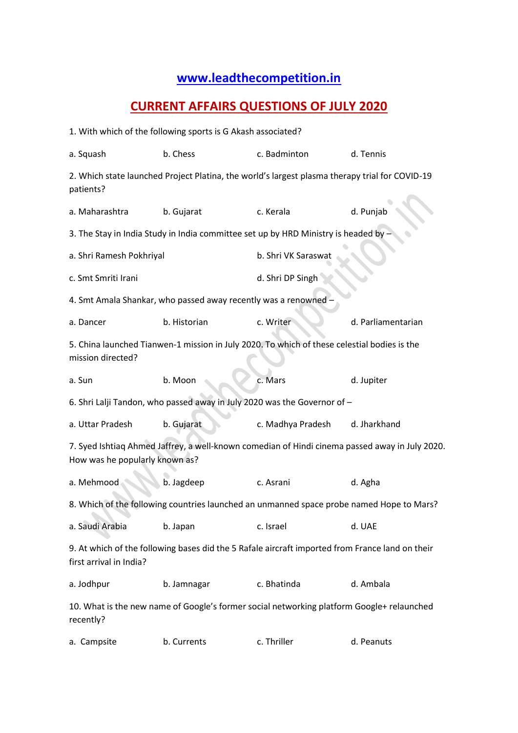# www.leadthecompetition.in

## CURRENT AFFAIRS QUESTIONS OF JULY 2020

1. With which of the following sports is G Akash associated?

a. Squash b. Chess c. Badminton d. Tennis

2. Which state launched Project Platina, the world's largest plasma therapy trial for COVID-19 patients?

a. Maharashtra b. Gujarat c. Kerala d. Punjab

3. The Stay in India Study in India committee set up by HRD Ministry is headed by –

a. Shri Ramesh Pokhriyal b. Shri VK Saraswat

c. Smt Smriti Irani d. Shri DP Singh

4. Smt Amala Shankar, who passed away recently was a renowned –

a. Dancer b. Historian c. Writer d. Parliamentarian

5. China launched Tianwen-1 mission in July 2020. To which of these celestial bodies is the mission directed?

a. Sun b. Moon c. Mars d. Jupiter

6. Shri Lalji Tandon, who passed away in July 2020 was the Governor of –

a. Uttar Pradesh b. Gujarat c. Madhya Pradesh d. Jharkhand

7. Syed Ishtiaq Ahmed Jaffrey, a well-known comedian of Hindi cinema passed away in July 2020. How was he popularly known as?

a. Mehmood b. Jagdeep c. Asrani d. Agha

8. Which of the following countries launched an unmanned space probe named Hope to Mars?

a. Saudi Arabia b. Japan c. Israel d. UAE

9. At which of the following bases did the 5 Rafale aircraft imported from France land on their first arrival in India?

a. Jodhpur b. Jamnagar c. Bhatinda d. Ambala

10. What is the new name of Google's former social networking platform Google+ relaunched recently?

a. Campsite b. Currents c. Thriller d. Peanuts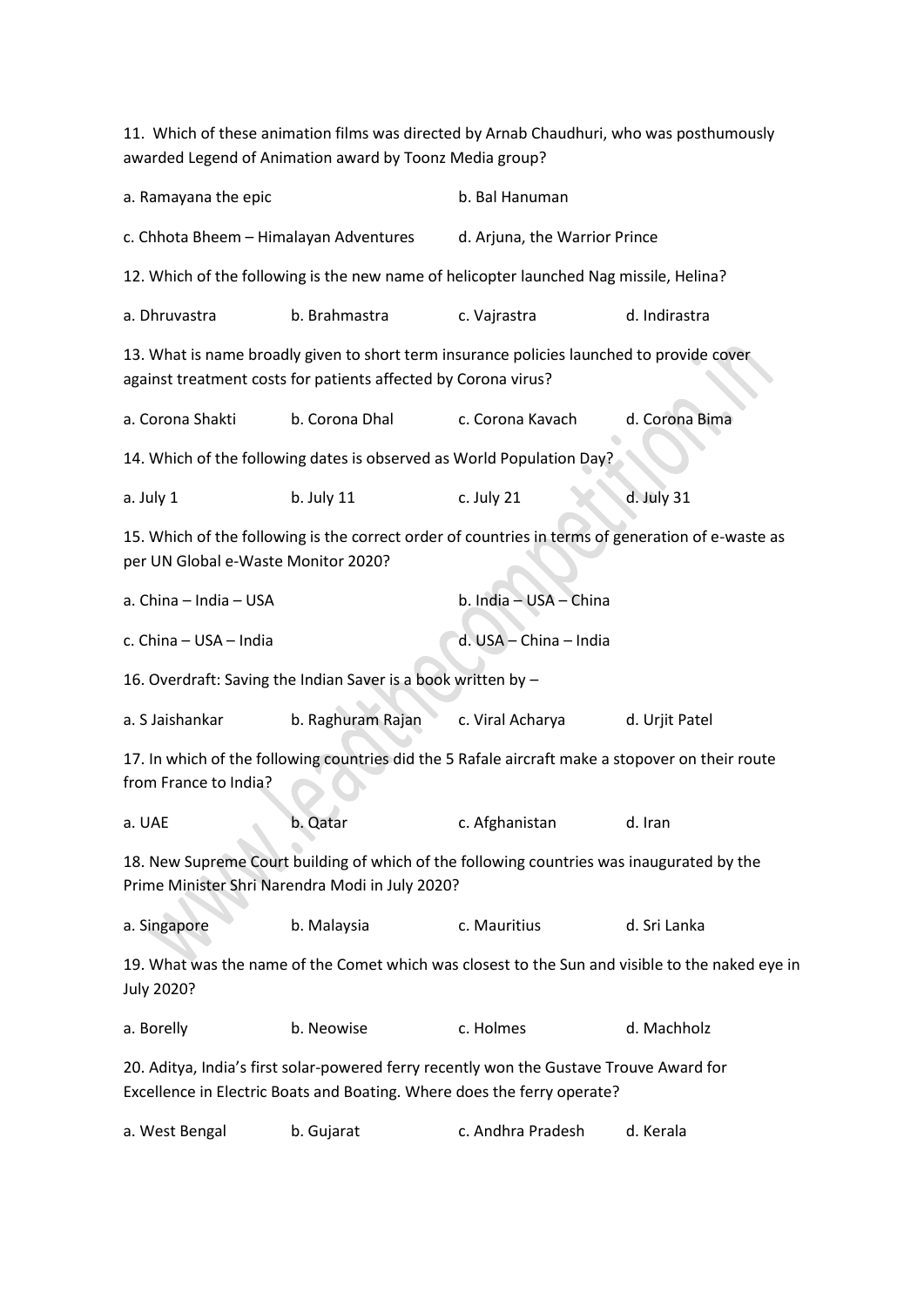11. Which of these animation films was directed by Arnab Chaudhuri, who was posthumously awarded Legend of Animation award by Toonz Media group?

a. Ramayana the epic

b. Bal Hanuman

c. Chhota Bheem – Himalayan Adventures

d. Arjuna, the Warrior Prince

12. Which of the following is the new name of helicopter launched Nag missile, Helina?

a. Dhruvastra

b. Brahmastra

c. Vajrastra

d. Indirastra

13. What is name broadly given to short term insurance policies launched to provide cover against treatment costs for patients affected by Corona virus?

a. Corona Shakti

b. Corona Dhal

c. Corona Kavach

d. Corona Bima

14. Which of the following dates is observed as World Population Day?

a. July 1

b. July 11

c. July 21

d. July 31

15. Which of the following is the correct order of countries in terms of generation of e-waste as per UN Global e-Waste Monitor 2020?

a. China – India – USA

b. India – USA – China

c. China – USA – India

d. USA – China – India

16. Overdraft: Saving the Indian Saver is a book written by –

a. S Jaishankar

b. Raghuram Rajan

c. Viral Acharya

d. Urjit Patel

17. In which of the following countries did the 5 Rafale aircraft make a stopover on their route from France to India?

a. UAE

b. Qatar

c. Afghanistan

d. Iran

18. New Supreme Court building of which of the following countries was inaugurated by the Prime Minister Shri Narendra Modi in July 2020?

a. Singapore

b. Malaysia

c. Mauritius

d. Sri Lanka

19. What was the name of the Comet which was closest to the Sun and visible to the naked eye in July 2020?

a. Borelly

b. Neowise

c. Holmes

d. Machholz

20. Aditya, India's first solar-powered ferry recently won the Gustave Trouve Award for Excellence in Electric Boats and Boating. Where does the ferry operate?

a. West Bengal

b. Gujarat

c. Andhra Pradesh

d. Kerala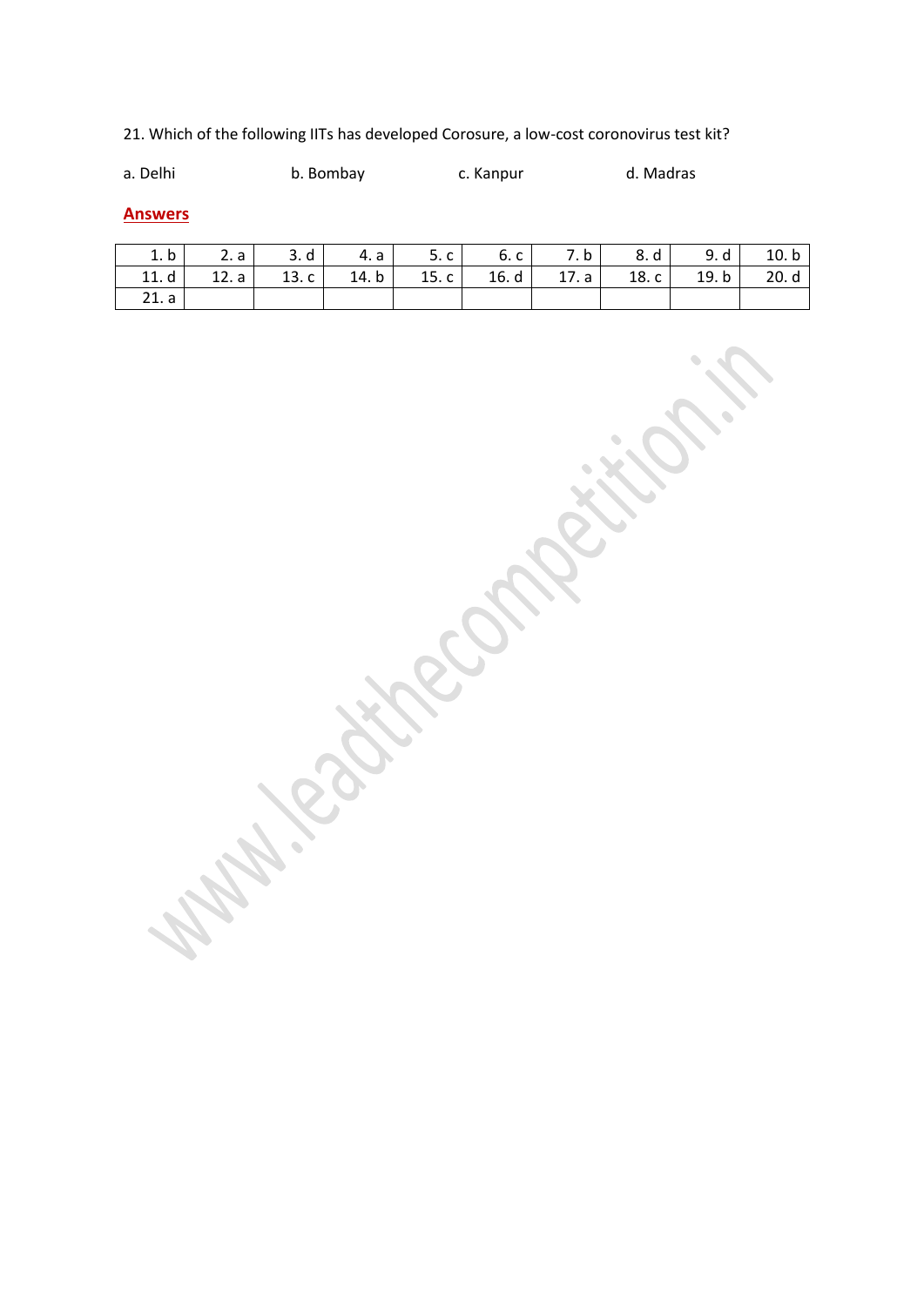21. Which of the following IITs has developed Corosure, a low-cost coronovirus test kit?

a. Delhi    b. Bombay    c. Kanpur    d. Madras

## Answers

| | | | | | | | | | |
|---|---|---|---|---|---|---|---|---|---|
| 1. b | 2. a | 3. d | 4. a | 5. c | 6. c | 7. b | 8. d | 9. d | 10. b |
| 11. d | 12. a | 13. c | 14. b | 15. c | 16. d | 17. a | 18. c | 19. b | 20. d |
| 21. a | | | | | | | | | |